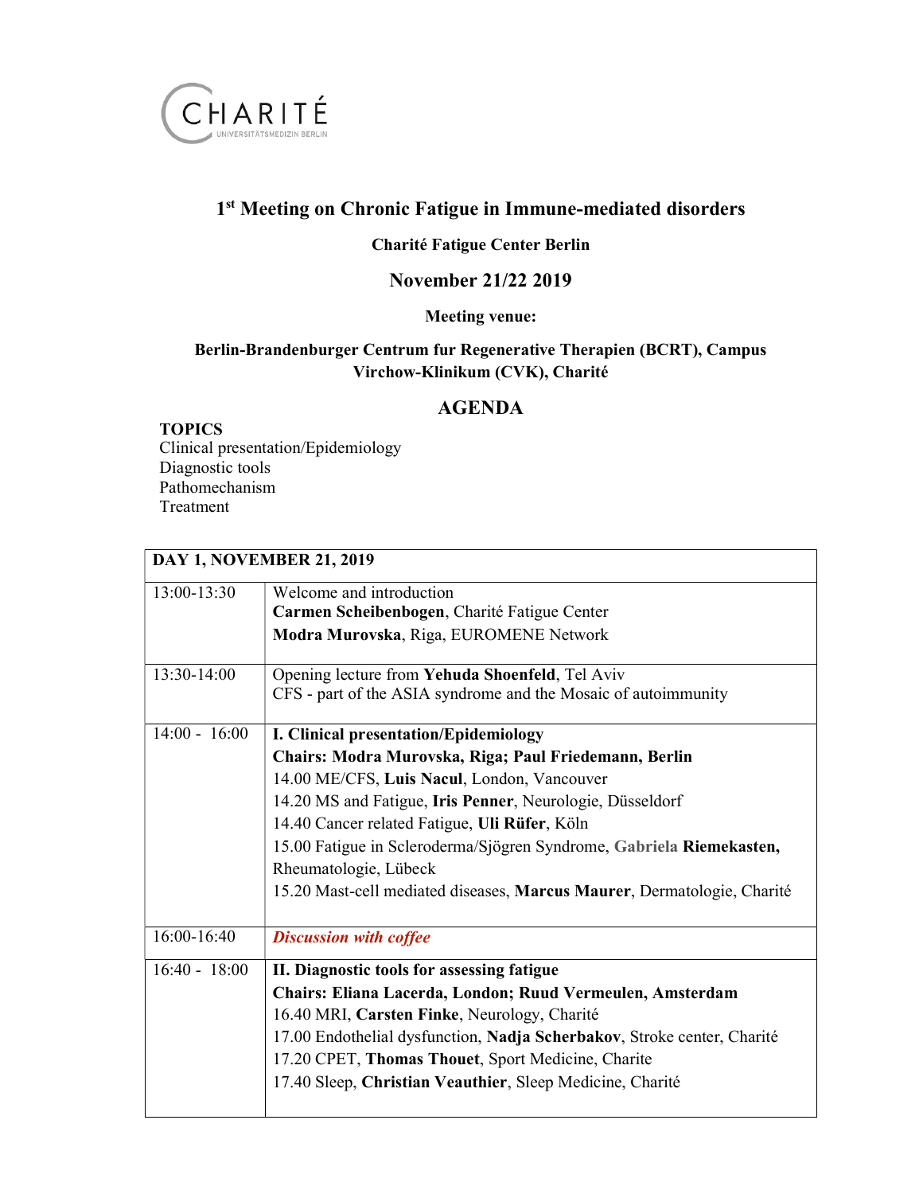CHARITÉ
UNIVERSITÄTSMEDIZIN BERLIN

# 1st Meeting on Chronic Fatigue in Immune-mediated disorders

**Charité Fatigue Center Berlin**

## November 21/22 2019

**Meeting venue:**

**Berlin-Brandenburger Centrum fur Regenerative Therapien (BCRT), Campus Virchow-Klinikum (CVK), Charité**

## AGENDA

**TOPICS**
Clinical presentation/Epidemiology
Diagnostic tools
Pathomechanism
Treatment

| **DAY 1, NOVEMBER 21, 2019** | |
|---|---|
| 13:00-13:30 | Welcome and introduction<br>**Carmen Scheibenbogen**, Charité Fatigue Center<br>**Modra Murovska**, Riga, EUROMENE Network |
| 13:30-14:00 | Opening lecture from **Yehuda Shoenfeld**, Tel Aviv<br>CFS - part of the ASIA syndrome and the Mosaic of autoimmunity |
| 14:00 - 16:00 | **I. Clinical presentation/Epidemiology**<br>**Chairs: Modra Murovska, Riga; Paul Friedemann, Berlin**<br>14.00 ME/CFS, **Luis Nacul**, London, Vancouver<br>14.20 MS and Fatigue, **Iris Penner**, Neurologie, Düsseldorf<br>14.40 Cancer related Fatigue, **Uli Rüfer**, Köln<br>15.00 Fatigue in Scleroderma/Sjögren Syndrome, **Gabriela Riemekasten**, Rheumatologie, Lübeck<br>15.20 Mast-cell mediated diseases, **Marcus Maurer**, Dermatologie, Charité |
| 16:00-16:40 | ***Discussion with coffee*** |
| 16:40 - 18:00 | **II. Diagnostic tools for assessing fatigue**<br>**Chairs: Eliana Lacerda, London; Ruud Vermeulen, Amsterdam**<br>16.40 MRI, **Carsten Finke**, Neurology, Charité<br>17.00 Endothelial dysfunction, **Nadja Scherbakov**, Stroke center, Charité<br>17.20 CPET, **Thomas Thouet**, Sport Medicine, Charite<br>17.40 Sleep, **Christian Veauthier**, Sleep Medicine, Charité |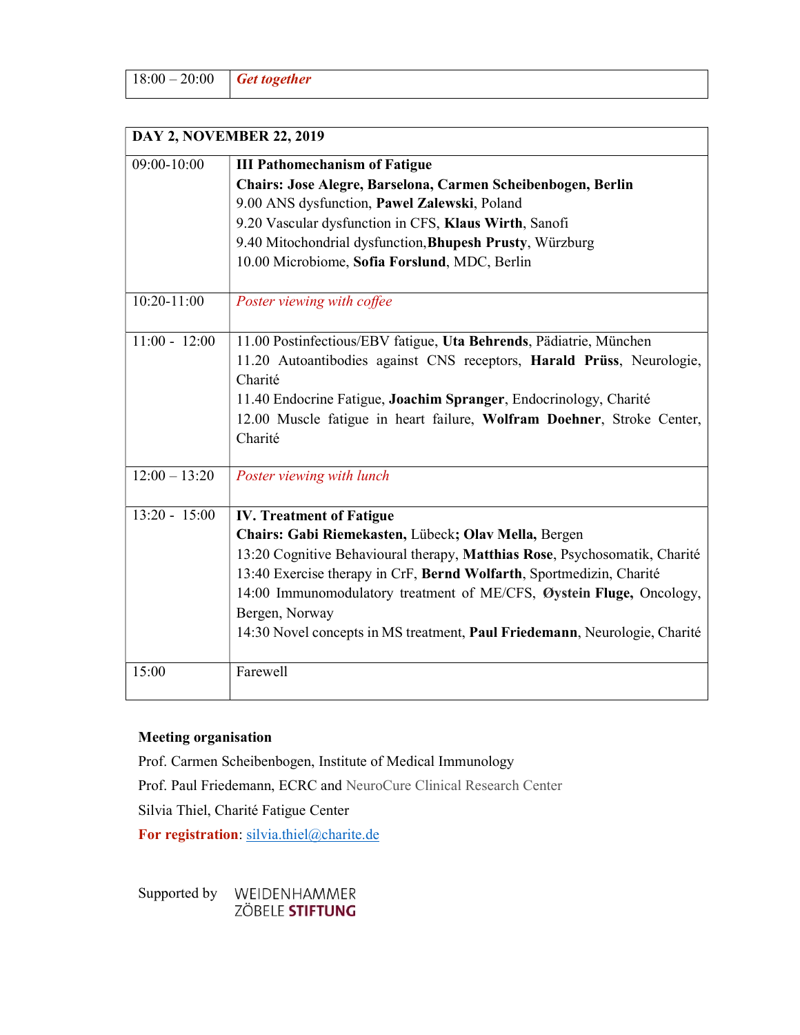| | |
|---|---|
| 18:00 – 20:00 | *Get together* |

| DAY 2, NOVEMBER 22, 2019 | |
|---|---|
| 09:00-10:00 | **III Pathomechanism of Fatigue**<br>**Chairs: Jose Alegre, Barselona, Carmen Scheibenbogen, Berlin**<br>9.00 ANS dysfunction, **Pawel Zalewski**, Poland<br>9.20 Vascular dysfunction in CFS, **Klaus Wirth**, Sanofi<br>9.40 Mitochondrial dysfunction,**Bhupesh Prusty**, Würzburg<br>10.00 Microbiome, **Sofia Forslund**, MDC, Berlin |
| 10:20-11:00 | *Poster viewing with coffee* |
| 11:00 - 12:00 | 11.00 Postinfectious/EBV fatigue, **Uta Behrends**, Pädiatrie, München<br>11.20 Autoantibodies against CNS receptors, **Harald Prüss**, Neurologie, Charité<br>11.40 Endocrine Fatigue, **Joachim Spranger**, Endocrinology, Charité<br>12.00 Muscle fatigue in heart failure, **Wolfram Doehner**, Stroke Center, Charité |
| 12:00 – 13:20 | *Poster viewing with lunch* |
| 13:20 - 15:00 | **IV. Treatment of Fatigue**<br>**Chairs: Gabi Riemekasten,** Lübeck**; Olav Mella,** Bergen<br>13:20 Cognitive Behavioural therapy, **Matthias Rose**, Psychosomatik, Charité<br>13:40 Exercise therapy in CrF, **Bernd Wolfarth**, Sportmedizin, Charité<br>14:00 Immunomodulatory treatment of ME/CFS, **Øystein Fluge,** Oncology, Bergen, Norway<br>14:30 Novel concepts in MS treatment, **Paul Friedemann**, Neurologie, Charité |
| 15:00 | Farewell |

**Meeting organisation**

Prof. Carmen Scheibenbogen, Institute of Medical Immunology

Prof. Paul Friedemann, ECRC and NeuroCure Clinical Research Center

Silvia Thiel, Charité Fatigue Center

**For registration**: silvia.thiel@charite.de

Supported by WEIDENHAMMER ZÖBELE **STIFTUNG**